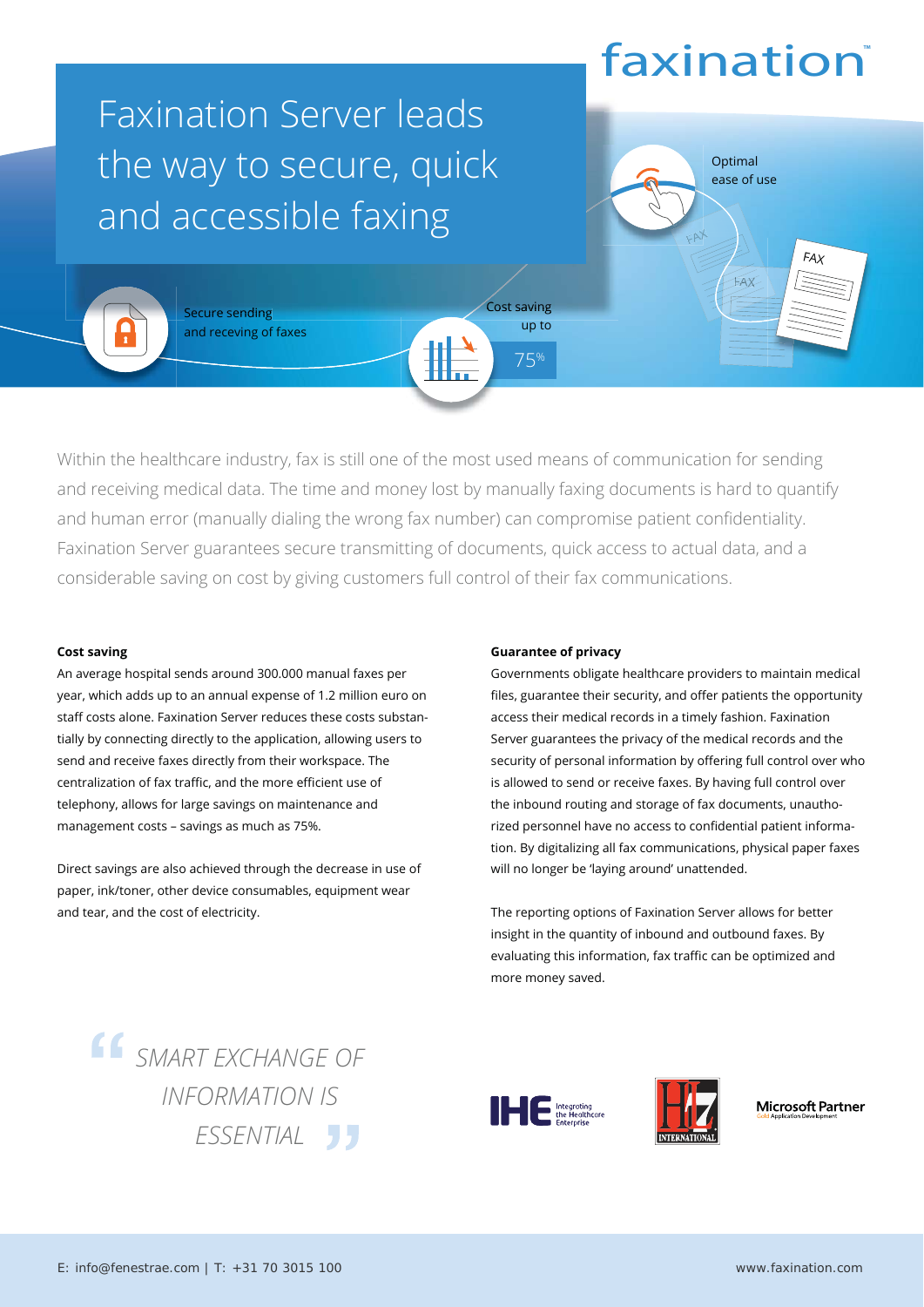faxination

# Faxination Server leads the way to secure, quick and accessible faxing

Secure sending and receving of faxes

Cost saving up to 75%

Optimal ease of use

Within the healthcare industry, fax is still one of the most used means of communication for sending and receiving medical data. The time and money lost by manually faxing documents is hard to quantify and human error (manually dialing the wrong fax number) can compromise patient confidentiality. Faxination Server guarantees secure transmitting of documents, quick access to actual data, and a considerable saving on cost by giving customers full control of their fax communications.

**Cost saving**

An average hospital sends around 300.000 manual faxes per year, which adds up to an annual expense of 1.2 million euro on staff costs alone. Faxination Server reduces these costs substantially by connecting directly to the application, allowing users to send and receive faxes directly from their workspace. The centralization of fax traffic, and the more efficient use of telephony, allows for large savings on maintenance and management costs – savings as much as 75%.

Direct savings are also achieved through the decrease in use of paper, ink/toner, other device consumables, equipment wear and tear, and the cost of electricity.

**Guarantee of privacy**

Governments obligate healthcare providers to maintain medical files, guarantee their security, and offer patients the opportunity access their medical records in a timely fashion. Faxination Server guarantees the privacy of the medical records and the security of personal information by offering full control over who is allowed to send or receive faxes. By having full control over the inbound routing and storage of fax documents, unauthorized personnel have no access to confidential patient information. By digitalizing all fax communications, physical paper faxes will no longer be 'laying around' unattended.

The reporting options of Faxination Server allows for better insight in the quantity of inbound and outbound faxes. By evaluating this information, fax traffic can be optimized and more money saved.

> *"SMART EXCHANGE OF INFORMATION IS ESSENTIAL"*

IHE Integrating the Healthcare Enterprise

HL7 International

Microsoft Partner Gold Application Development

E: info@fenestrae.com | T: +31 70 3015 100

www.faxination.com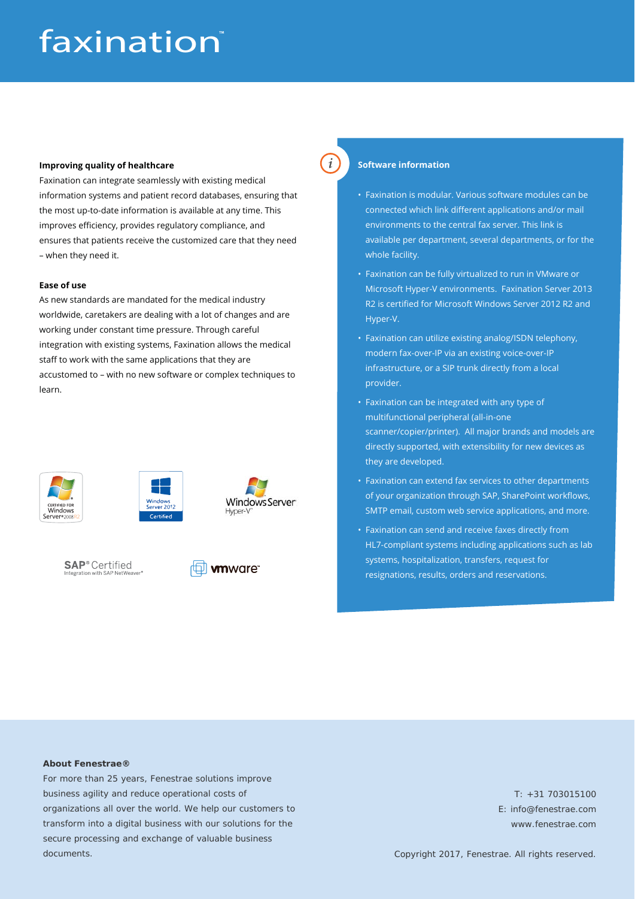# faxination™

### Improving quality of healthcare

Faxination can integrate seamlessly with existing medical information systems and patient record databases, ensuring that the most up-to-date information is available at any time. This improves efficiency, provides regulatory compliance, and ensures that patients receive the customized care that they need – when they need it.

### Ease of use

As new standards are mandated for the medical industry worldwide, caretakers are dealing with a lot of changes and are working under constant time pressure. Through careful integration with existing systems, Faxination allows the medical staff to work with the same applications that they are accustomed to – with no new software or complex techniques to learn.

CERTIFIED FOR Windows Server 2008 R2

Windows Server 2012 Certified

Windows Server Hyper-V

SAP® Certified Integration with SAP NetWeaver®

vmware

### Software information

- Faxination is modular. Various software modules can be connected which link different applications and/or mail environments to the central fax server. This link is available per department, several departments, or for the whole facility.
- Faxination can be fully virtualized to run in VMware or Microsoft Hyper-V environments. Faxination Server 2013 R2 is certified for Microsoft Windows Server 2012 R2 and Hyper-V.
- Faxination can utilize existing analog/ISDN telephony, modern fax-over-IP via an existing voice-over-IP infrastructure, or a SIP trunk directly from a local provider.
- Faxination can be integrated with any type of multifunctional peripheral (all-in-one scanner/copier/printer). All major brands and models are directly supported, with extensibility for new devices as they are developed.
- Faxination can extend fax services to other departments of your organization through SAP, SharePoint workflows, SMTP email, custom web service applications, and more.
- Faxination can send and receive faxes directly from HL7-compliant systems including applications such as lab systems, hospitalization, transfers, request for resignations, results, orders and reservations.

### About Fenestrae®

For more than 25 years, Fenestrae solutions improve business agility and reduce operational costs of organizations all over the world. We help our customers to transform into a digital business with our solutions for the secure processing and exchange of valuable business documents.

T: +31 703015100
E: info@fenestrae.com
www.fenestrae.com

Copyright 2017, Fenestrae. All rights reserved.